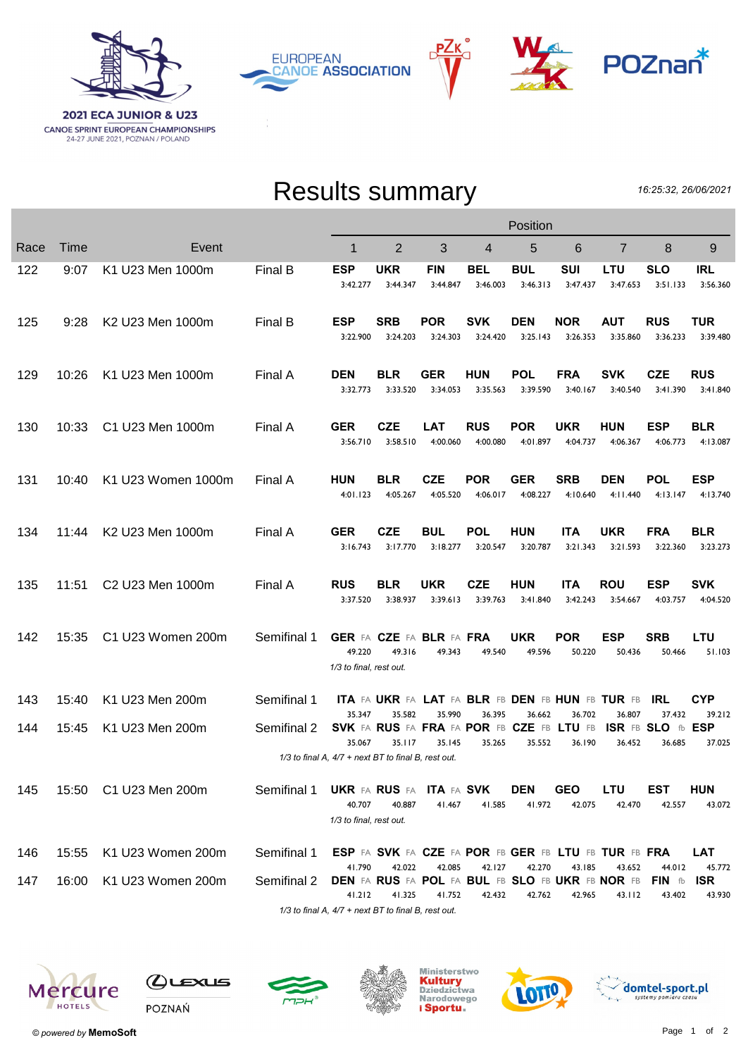2021 ECA JUNIOR & U23
CANOE SPRINT EUROPEAN CHAMPIONSHIPS
24-27 JUNE 2021, POZNAN / POLAND

# Results summary

*16:25:32, 26/06/2021*

| Race | Time | Event | | 1 | 2 | 3 | 4 | 5 | 6 | 7 | 8 | 9 |
|---|---|---|---|---|---|---|---|---|---|---|---|---|
| 122 | 9:07 | K1 U23 Men 1000m | Final B | **ESP** 3:42.277 | **UKR** 3:44.347 | **FIN** 3:44.847 | **BEL** 3:46.003 | **BUL** 3:46.313 | **SUI** 3:47.437 | **LTU** 3:47.653 | **SLO** 3:51.133 | **IRL** 3:56.360 |
| 125 | 9:28 | K2 U23 Men 1000m | Final B | **ESP** 3:22.900 | **SRB** 3:24.203 | **POR** 3:24.303 | **SVK** 3:24.420 | **DEN** 3:25.143 | **NOR** 3:26.353 | **AUT** 3:35.860 | **RUS** 3:36.233 | **TUR** 3:39.480 |
| 129 | 10:26 | K1 U23 Men 1000m | Final A | **DEN** 3:32.773 | **BLR** 3:33.520 | **GER** 3:34.053 | **HUN** 3:35.563 | **POL** 3:39.590 | **FRA** 3:40.167 | **SVK** 3:40.540 | **CZE** 3:41.390 | **RUS** 3:41.840 |
| 130 | 10:33 | C1 U23 Men 1000m | Final A | **GER** 3:56.710 | **CZE** 3:58.510 | **LAT** 4:00.060 | **RUS** 4:00.080 | **POR** 4:01.897 | **UKR** 4:04.737 | **HUN** 4:06.367 | **ESP** 4:06.773 | **BLR** 4:13.087 |
| 131 | 10:40 | K1 U23 Women 1000m | Final A | **HUN** 4:01.123 | **BLR** 4:05.267 | **CZE** 4:05.520 | **POR** 4:06.017 | **GER** 4:08.227 | **SRB** 4:10.640 | **DEN** 4:11.440 | **POL** 4:13.147 | **ESP** 4:13.740 |
| 134 | 11:44 | K2 U23 Men 1000m | Final A | **GER** 3:16.743 | **CZE** 3:17.770 | **BUL** 3:18.277 | **POL** 3:20.547 | **HUN** 3:20.787 | **ITA** 3:21.343 | **UKR** 3:21.593 | **FRA** 3:22.360 | **BLR** 3:23.273 |
| 135 | 11:51 | C2 U23 Men 1000m | Final A | **RUS** 3:37.520 | **BLR** 3:38.937 | **UKR** 3:39.613 | **CZE** 3:39.763 | **HUN** 3:41.840 | **ITA** 3:42.243 | **ROU** 3:54.667 | **ESP** 4:03.757 | **SVK** 4:04.520 |
| 142 | 15:35 | C1 U23 Women 200m | Semifinal 1 | **GER** FA 49.220 | **CZE** FA 49.316 | **BLR** FA 49.343 | **FRA** 49.540 | **UKR** 49.596 | **POR** 50.220 | **ESP** 50.436 | **SRB** 50.466 | **LTU** 51.103 |
| | | *1/3 to final, rest out.* | | | | | | | | | | |
| 143 | 15:40 | K1 U23 Men 200m | Semifinal 1 | **ITA** FA 35.347 | **UKR** FA 35.582 | **LAT** FA 35.990 | **BLR** FB 36.395 | **DEN** FB 36.662 | **HUN** FB 36.702 | **TUR** FB 36.807 | **IRL** 37.432 | **CYP** 39.212 |
| 144 | 15:45 | K1 U23 Men 200m | Semifinal 2 | **SVK** FA 35.067 | **RUS** FA 35.117 | **FRA** FA 35.145 | **POR** FB 35.265 | **CZE** FB 35.552 | **LTU** FB 36.190 | **ISR** FB 36.452 | **SLO** fb 36.685 | **ESP** 37.025 |
| | | *1/3 to final A, 4/7 + next BT to final B, rest out.* | | | | | | | | | | |
| 145 | 15:50 | C1 U23 Men 200m | Semifinal 1 | **UKR** FA 40.707 | **RUS** FA 40.887 | **ITA** FA 41.467 | **SVK** 41.585 | **DEN** 41.972 | **GEO** 42.075 | **LTU** 42.470 | **EST** 42.557 | **HUN** 43.072 |
| | | *1/3 to final, rest out.* | | | | | | | | | | |
| 146 | 15:55 | K1 U23 Women 200m | Semifinal 1 | **ESP** FA 41.790 | **SVK** FA 42.022 | **CZE** FA 42.085 | **POR** FB 42.127 | **GER** FB 42.270 | **LTU** FB 43.185 | **TUR** FB 43.652 | **FRA** 44.012 | **LAT** 45.772 |
| 147 | 16:00 | K1 U23 Women 200m | Semifinal 2 | **DEN** FA 41.212 | **RUS** FA 41.325 | **POL** FA 41.752 | **BUL** FB 42.432 | **SLO** FB 42.762 | **UKR** FB 42.965 | **NOR** FB 43.112 | **FIN** fb 43.402 | **ISR** 43.930 |
| | | *1/3 to final A, 4/7 + next BT to final B, rest out.* | | | | | | | | | | |

© powered by **MemoSoft**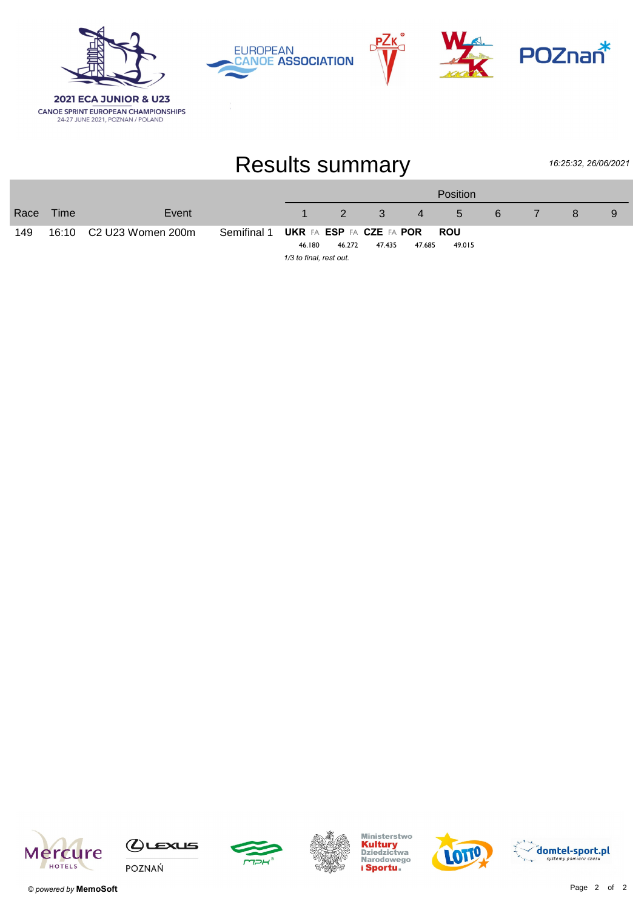2021 ECA JUNIOR & U23
CANOE SPRINT EUROPEAN CHAMPIONSHIPS
24-27 JUNE 2021, POZNAN / POLAND

# Results summary

*16:25:32, 26/06/2021*

| Race | Time | Event | | Position 1 | 2 | 3 | 4 | 5 | 6 | 7 | 8 | 9 |
|---|---|---|---|---|---|---|---|---|---|---|---|---|
| 149 | 16:10 | C2 U23 Women 200m | Semifinal 1 | **UKR** FA 46.180 | **ESP** FA 46.272 | **CZE** FA 47.435 | **POR** 47.685 | **ROU** 49.015 | | | | |

*1/3 to final, rest out.*